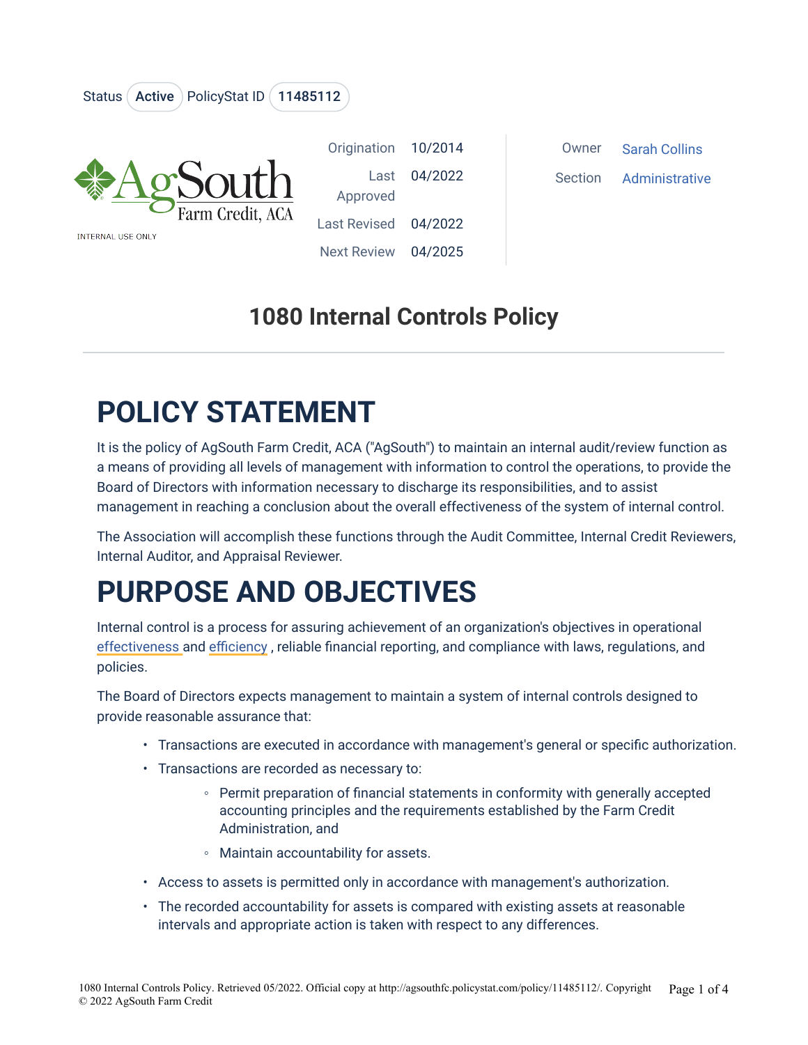Status **Active** PolicyStat ID **11485112**

AgSouth Farm Credit, ACA

INTERNAL USE ONLY

| | | | |
|---|---|---|---|
| Origination | 10/2014 | Owner | Sarah Collins |
| Last Approved | 04/2022 | Section | Administrative |
| Last Revised | 04/2022 | | |
| Next Review | 04/2025 | | |

# 1080 Internal Controls Policy

# POLICY STATEMENT

It is the policy of AgSouth Farm Credit, ACA ("AgSouth") to maintain an internal audit/review function as a means of providing all levels of management with information to control the operations, to provide the Board of Directors with information necessary to discharge its responsibilities, and to assist management in reaching a conclusion about the overall effectiveness of the system of internal control.

The Association will accomplish these functions through the Audit Committee, Internal Credit Reviewers, Internal Auditor, and Appraisal Reviewer.

# PURPOSE AND OBJECTIVES

Internal control is a process for assuring achievement of an organization's objectives in operational effectiveness and efficiency , reliable financial reporting, and compliance with laws, regulations, and policies.

The Board of Directors expects management to maintain a system of internal controls designed to provide reasonable assurance that:

- Transactions are executed in accordance with management's general or specific authorization.
- Transactions are recorded as necessary to:
  - Permit preparation of financial statements in conformity with generally accepted accounting principles and the requirements established by the Farm Credit Administration, and
  - Maintain accountability for assets.
- Access to assets is permitted only in accordance with management's authorization.
- The recorded accountability for assets is compared with existing assets at reasonable intervals and appropriate action is taken with respect to any differences.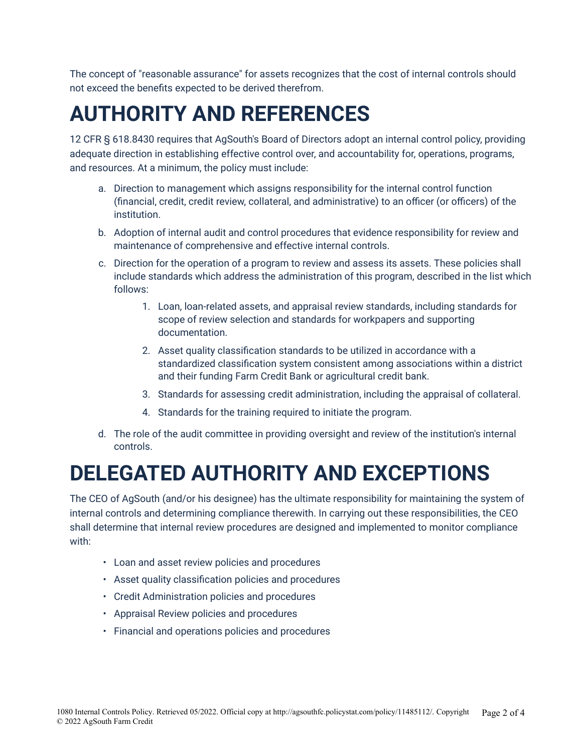The concept of "reasonable assurance" for assets recognizes that the cost of internal controls should not exceed the benefits expected to be derived therefrom.

# AUTHORITY AND REFERENCES

12 CFR § 618.8430 requires that AgSouth's Board of Directors adopt an internal control policy, providing adequate direction in establishing effective control over, and accountability for, operations, programs, and resources. At a minimum, the policy must include:

a. Direction to management which assigns responsibility for the internal control function (financial, credit, credit review, collateral, and administrative) to an officer (or officers) of the institution.
b. Adoption of internal audit and control procedures that evidence responsibility for review and maintenance of comprehensive and effective internal controls.
c. Direction for the operation of a program to review and assess its assets. These policies shall include standards which address the administration of this program, described in the list which follows:
    1. Loan, loan-related assets, and appraisal review standards, including standards for scope of review selection and standards for workpapers and supporting documentation.
    2. Asset quality classification standards to be utilized in accordance with a standardized classification system consistent among associations within a district and their funding Farm Credit Bank or agricultural credit bank.
    3. Standards for assessing credit administration, including the appraisal of collateral.
    4. Standards for the training required to initiate the program.
d. The role of the audit committee in providing oversight and review of the institution's internal controls.

# DELEGATED AUTHORITY AND EXCEPTIONS

The CEO of AgSouth (and/or his designee) has the ultimate responsibility for maintaining the system of internal controls and determining compliance therewith. In carrying out these responsibilities, the CEO shall determine that internal review procedures are designed and implemented to monitor compliance with:

- Loan and asset review policies and procedures
- Asset quality classification policies and procedures
- Credit Administration policies and procedures
- Appraisal Review policies and procedures
- Financial and operations policies and procedures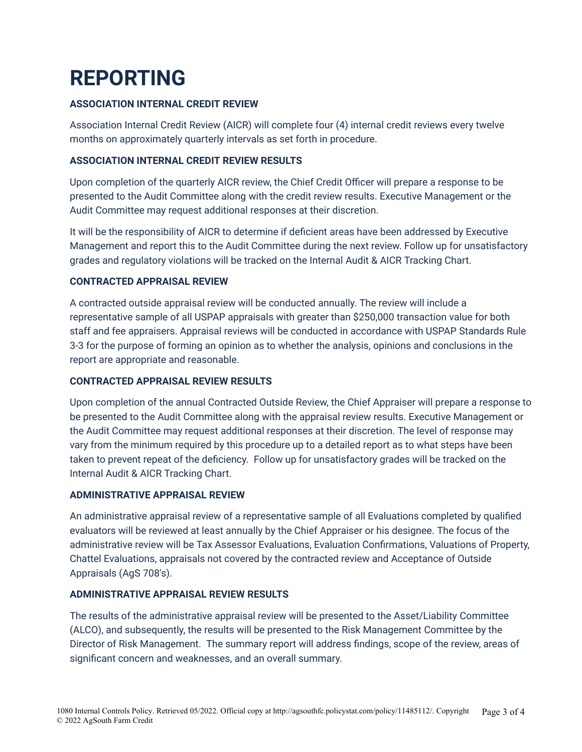# REPORTING

### ASSOCIATION INTERNAL CREDIT REVIEW

Association Internal Credit Review (AICR) will complete four (4) internal credit reviews every twelve months on approximately quarterly intervals as set forth in procedure.

### ASSOCIATION INTERNAL CREDIT REVIEW RESULTS

Upon completion of the quarterly AICR review, the Chief Credit Officer will prepare a response to be presented to the Audit Committee along with the credit review results. Executive Management or the Audit Committee may request additional responses at their discretion.

It will be the responsibility of AICR to determine if deficient areas have been addressed by Executive Management and report this to the Audit Committee during the next review. Follow up for unsatisfactory grades and regulatory violations will be tracked on the Internal Audit & AICR Tracking Chart.

### CONTRACTED APPRAISAL REVIEW

A contracted outside appraisal review will be conducted annually. The review will include a representative sample of all USPAP appraisals with greater than $250,000 transaction value for both staff and fee appraisers. Appraisal reviews will be conducted in accordance with USPAP Standards Rule 3-3 for the purpose of forming an opinion as to whether the analysis, opinions and conclusions in the report are appropriate and reasonable.

### CONTRACTED APPRAISAL REVIEW RESULTS

Upon completion of the annual Contracted Outside Review, the Chief Appraiser will prepare a response to be presented to the Audit Committee along with the appraisal review results. Executive Management or the Audit Committee may request additional responses at their discretion. The level of response may vary from the minimum required by this procedure up to a detailed report as to what steps have been taken to prevent repeat of the deficiency. Follow up for unsatisfactory grades will be tracked on the Internal Audit & AICR Tracking Chart.

### ADMINISTRATIVE APPRAISAL REVIEW

An administrative appraisal review of a representative sample of all Evaluations completed by qualified evaluators will be reviewed at least annually by the Chief Appraiser or his designee. The focus of the administrative review will be Tax Assessor Evaluations, Evaluation Confirmations, Valuations of Property, Chattel Evaluations, appraisals not covered by the contracted review and Acceptance of Outside Appraisals (AgS 708's).

### ADMINISTRATIVE APPRAISAL REVIEW RESULTS

The results of the administrative appraisal review will be presented to the Asset/Liability Committee (ALCO), and subsequently, the results will be presented to the Risk Management Committee by the Director of Risk Management. The summary report will address findings, scope of the review, areas of significant concern and weaknesses, and an overall summary.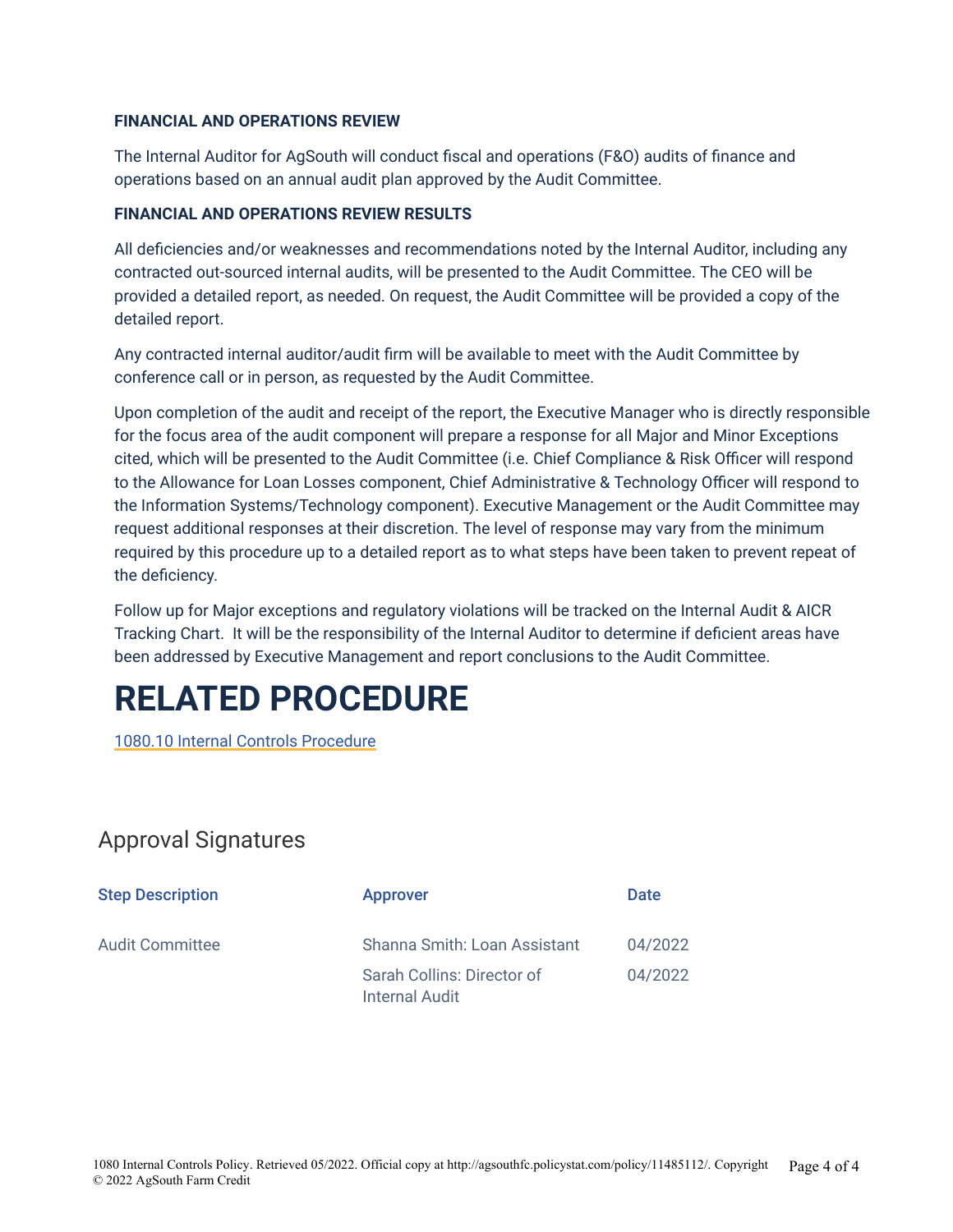**FINANCIAL AND OPERATIONS REVIEW**

The Internal Auditor for AgSouth will conduct fiscal and operations (F&O) audits of finance and operations based on an annual audit plan approved by the Audit Committee.

**FINANCIAL AND OPERATIONS REVIEW RESULTS**

All deficiencies and/or weaknesses and recommendations noted by the Internal Auditor, including any contracted out-sourced internal audits, will be presented to the Audit Committee. The CEO will be provided a detailed report, as needed. On request, the Audit Committee will be provided a copy of the detailed report.

Any contracted internal auditor/audit firm will be available to meet with the Audit Committee by conference call or in person, as requested by the Audit Committee.

Upon completion of the audit and receipt of the report, the Executive Manager who is directly responsible for the focus area of the audit component will prepare a response for all Major and Minor Exceptions cited, which will be presented to the Audit Committee (i.e. Chief Compliance & Risk Officer will respond to the Allowance for Loan Losses component, Chief Administrative & Technology Officer will respond to the Information Systems/Technology component). Executive Management or the Audit Committee may request additional responses at their discretion. The level of response may vary from the minimum required by this procedure up to a detailed report as to what steps have been taken to prevent repeat of the deficiency.

Follow up for Major exceptions and regulatory violations will be tracked on the Internal Audit & AICR Tracking Chart. It will be the responsibility of the Internal Auditor to determine if deficient areas have been addressed by Executive Management and report conclusions to the Audit Committee.

# RELATED PROCEDURE

1080.10 Internal Controls Procedure

## Approval Signatures

| Step Description | Approver | Date |
|---|---|---|
| Audit Committee | Shanna Smith: Loan Assistant | 04/2022 |
| | Sarah Collins: Director of Internal Audit | 04/2022 |

1080 Internal Controls Policy. Retrieved 05/2022. Official copy at http://agsouthfc.policystat.com/policy/11485112/. Copyright © 2022 AgSouth Farm Credit